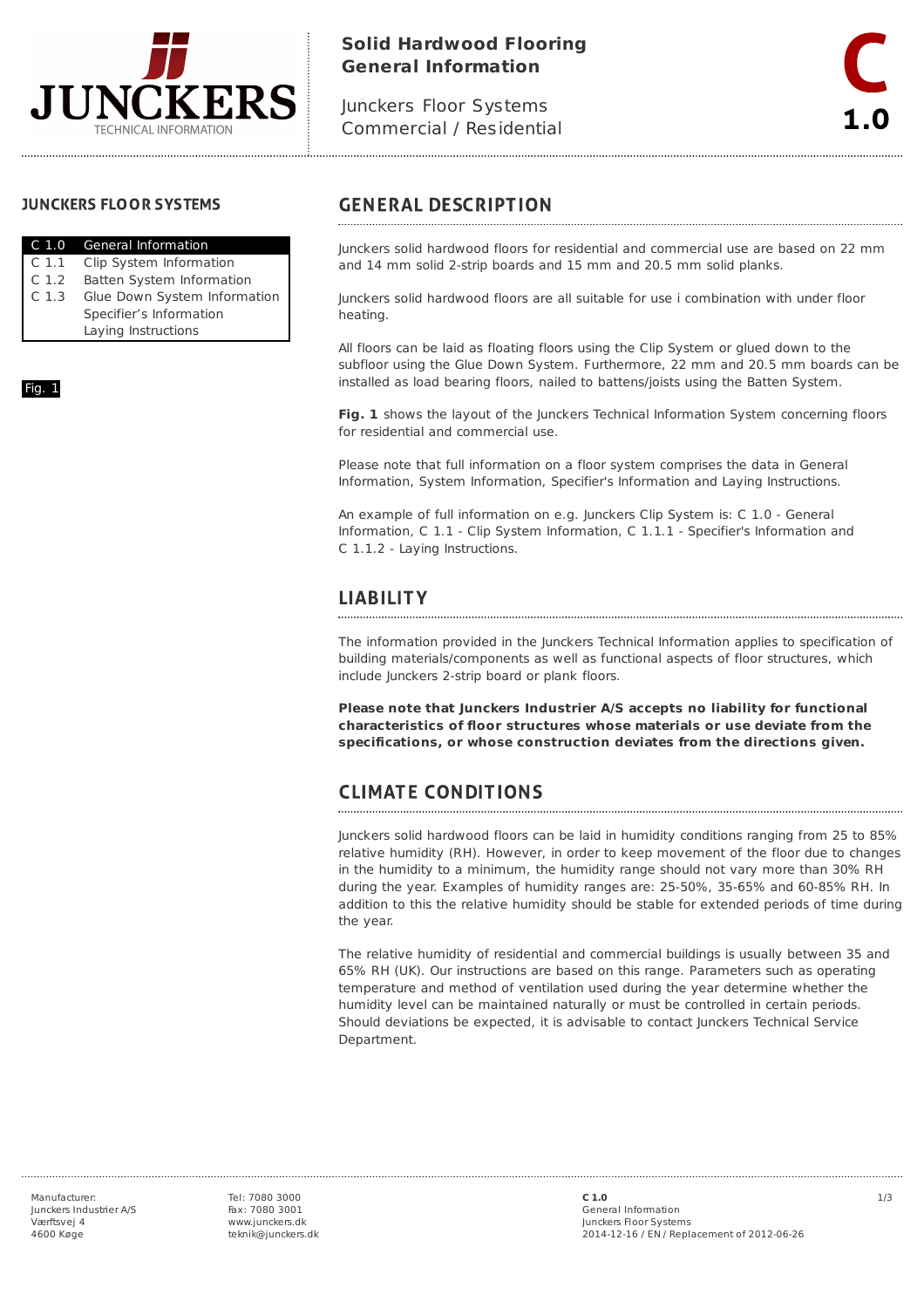# Solid Hardwood Flooring General Information

Junckers Floor Systems
Commercial / Residential

C 1.0

## JUNCKERS FLOOR SYSTEMS

| | |
|---|---|
| C 1.0 | General Information |
| C 1.1 | Clip System Information |
| C 1.2 | Batten System Information |
| C 1.3 | Glue Down System Information |
| | Specifier's Information |
| | Laying Instructions |

Fig. 1

## GENERAL DESCRIPTION

Junckers solid hardwood floors for residential and commercial use are based on 22 mm and 14 mm solid 2-strip boards and 15 mm and 20.5 mm solid planks.

Junckers solid hardwood floors are all suitable for use i combination with under floor heating.

All floors can be laid as floating floors using the Clip System or glued down to the subfloor using the Glue Down System. Furthermore, 22 mm and 20.5 mm boards can be installed as load bearing floors, nailed to battens/joists using the Batten System.

**Fig. 1** shows the layout of the Junckers Technical Information System concerning floors for residential and commercial use.

Please note that full information on a floor system comprises the data in General Information, System Information, Specifier's Information and Laying Instructions.

An example of full information on e.g. Junckers Clip System is: C 1.0 - General Information, C 1.1 - Clip System Information, C 1.1.1 - Specifier's Information and C 1.1.2 - Laying Instructions.

## LIABILITY

The information provided in the Junckers Technical Information applies to specification of building materials/components as well as functional aspects of floor structures, which include Junckers 2-strip board or plank floors.

**Please note that Junckers Industrier A/S accepts no liability for functional characteristics of floor structures whose materials or use deviate from the specifications, or whose construction deviates from the directions given.**

## CLIMATE CONDITIONS

Junckers solid hardwood floors can be laid in humidity conditions ranging from 25 to 85% relative humidity (RH). However, in order to keep movement of the floor due to changes in the humidity to a minimum, the humidity range should not vary more than 30% RH during the year. Examples of humidity ranges are: 25-50%, 35-65% and 60-85% RH. In addition to this the relative humidity should be stable for extended periods of time during the year.

The relative humidity of residential and commercial buildings is usually between 35 and 65% RH (UK). Our instructions are based on this range. Parameters such as operating temperature and method of ventilation used during the year determine whether the humidity level can be maintained naturally or must be controlled in certain periods. Should deviations be expected, it is advisable to contact Junckers Technical Service Department.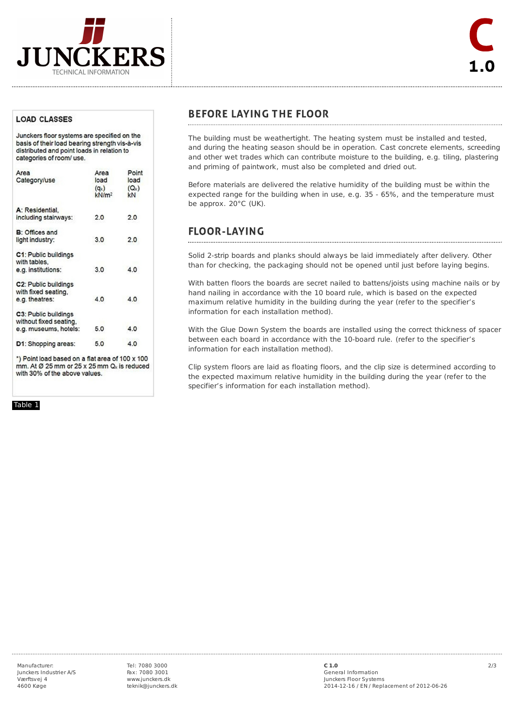## LOAD CLASSES

Junckers floor systems are specified on the basis of their load bearing strength vis-à-vis distributed and point loads in relation to categories of room/ use.

| Area Category/use | Area load ($q_k$) kN/m² | Point load ($Q_k$) kN |
|---|---|---|
| **A**: Residential, including stairways: | 2.0 | 2.0 |
| **B**: Offices and light industry: | 3.0 | 2.0 |
| **C1**: Public buildings with tables, e.g. institutions: | 3.0 | 4.0 |
| **C2**: Public buildings with fixed seating, e.g. theatres: | 4.0 | 4.0 |
| **C3**: Public buildings without fixed seating, e.g. museums, hotels: | 5.0 | 4.0 |
| **D1**: Shopping areas: | 5.0 | 4.0 |

*) Point load based on a flat area of 100 x 100 mm. At Ø 25 mm or 25 x 25 mm $Q_k$ is reduced with 30% of the above values.

Table 1

## BEFORE LAYING THE FLOOR

The building must be weathertight. The heating system must be installed and tested, and during the heating season should be in operation. Cast concrete elements, screeding and other wet trades which can contribute moisture to the building, e.g. tiling, plastering and priming of paintwork, must also be completed and dried out.

Before materials are delivered the relative humidity of the building must be within the expected range for the building when in use, e.g. 35 - 65%, and the temperature must be approx. 20°C (UK).

## FLOOR-LAYING

Solid 2-strip boards and planks should always be laid immediately after delivery. Other than for checking, the packaging should not be opened until just before laying begins.

With batten floors the boards are secret nailed to battens/joists using machine nails or by hand nailing in accordance with the 10 board rule, which is based on the expected maximum relative humidity in the building during the year (refer to the specifier's information for each installation method).

With the Glue Down System the boards are installed using the correct thickness of spacer between each board in accordance with the 10-board rule. (refer to the specifier's information for each installation method).

Clip system floors are laid as floating floors, and the clip size is determined according to the expected maximum relative humidity in the building during the year (refer to the specifier's information for each installation method).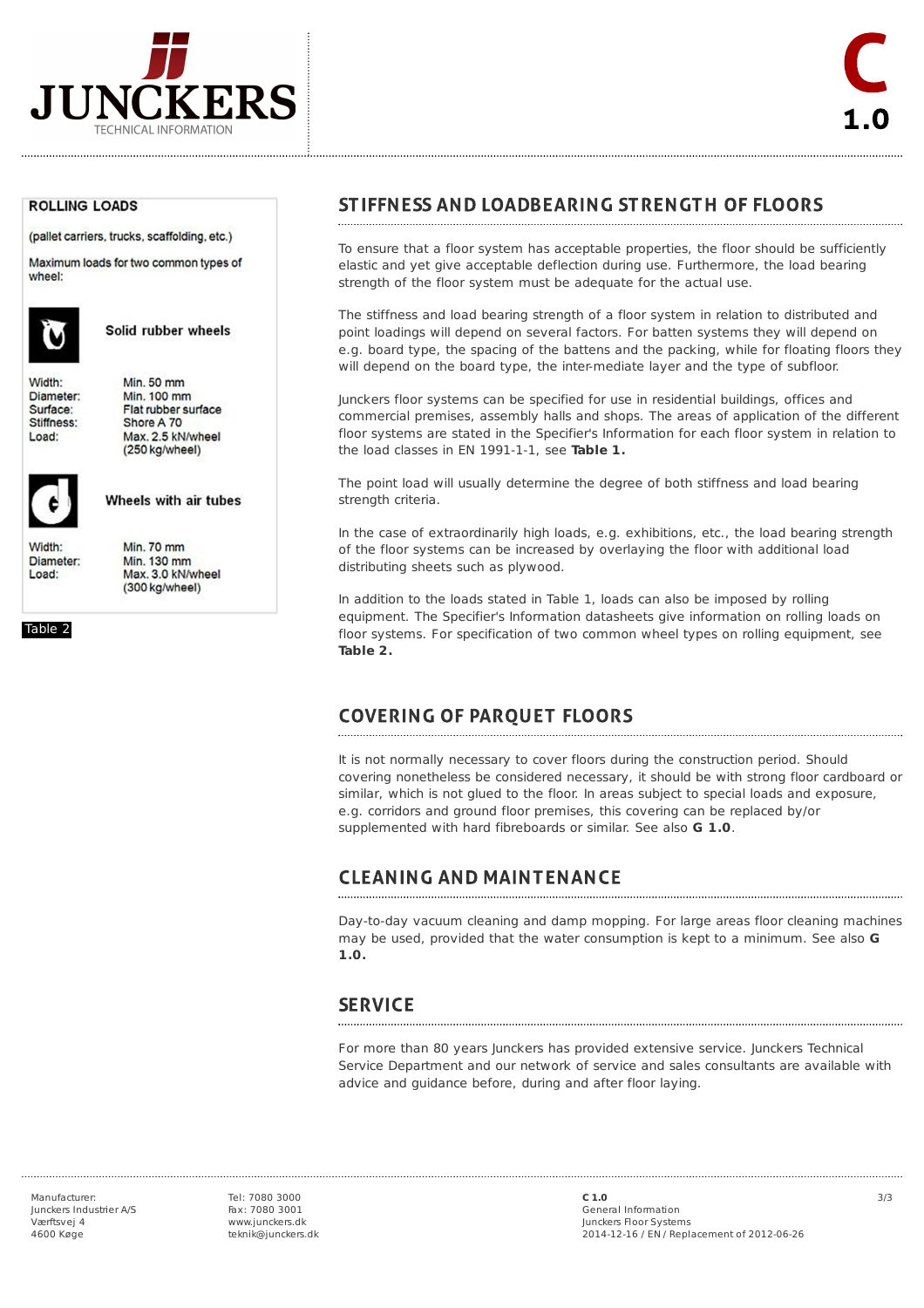## ROLLING LOADS

(pallet carriers, trucks, scaffolding, etc.)

Maximum loads for two common types of wheel:

**Solid rubber wheels**

| | |
|---|---|
| Width: | Min. 50 mm |
| Diameter: | Min. 100 mm |
| Surface: | Flat rubber surface |
| Stiffness: | Shore A 70 |
| Load: | Max. 2.5 kN/wheel (250 kg/wheel) |

**Wheels with air tubes**

| | |
|---|---|
| Width: | Min. 70 mm |
| Diameter: | Min. 130 mm |
| Load: | Max. 3.0 kN/wheel (300 kg/wheel) |

Table 2

## STIFFNESS AND LOADBEARING STRENGTH OF FLOORS

To ensure that a floor system has acceptable properties, the floor should be sufficiently elastic and yet give acceptable deflection during use. Furthermore, the load bearing strength of the floor system must be adequate for the actual use.

The stiffness and load bearing strength of a floor system in relation to distributed and point loadings will depend on several factors. For batten systems they will depend on e.g. board type, the spacing of the battens and the packing, while for floating floors they will depend on the board type, the inter-mediate layer and the type of subfloor.

Junckers floor systems can be specified for use in residential buildings, offices and commercial premises, assembly halls and shops. The areas of application of the different floor systems are stated in the Specifier's Information for each floor system in relation to the load classes in EN 1991-1-1, see **Table 1.**

The point load will usually determine the degree of both stiffness and load bearing strength criteria.

In the case of extraordinarily high loads, e.g. exhibitions, etc., the load bearing strength of the floor systems can be increased by overlaying the floor with additional load distributing sheets such as plywood.

In addition to the loads stated in Table 1, loads can also be imposed by rolling equipment. The Specifier's Information datasheets give information on rolling loads on floor systems. For specification of two common wheel types on rolling equipment, see **Table 2.**

## COVERING OF PARQUET FLOORS

It is not normally necessary to cover floors during the construction period. Should covering nonetheless be considered necessary, it should be with strong floor cardboard or similar, which is not glued to the floor. In areas subject to special loads and exposure, e.g. corridors and ground floor premises, this covering can be replaced by/or supplemented with hard fibreboards or similar. See also **G 1.0**.

## CLEANING AND MAINTENANCE

Day-to-day vacuum cleaning and damp mopping. For large areas floor cleaning machines may be used, provided that the water consumption is kept to a minimum. See also **G 1.0.**

## SERVICE

For more than 80 years Junckers has provided extensive service. Junckers Technical Service Department and our network of service and sales consultants are available with advice and guidance before, during and after floor laying.